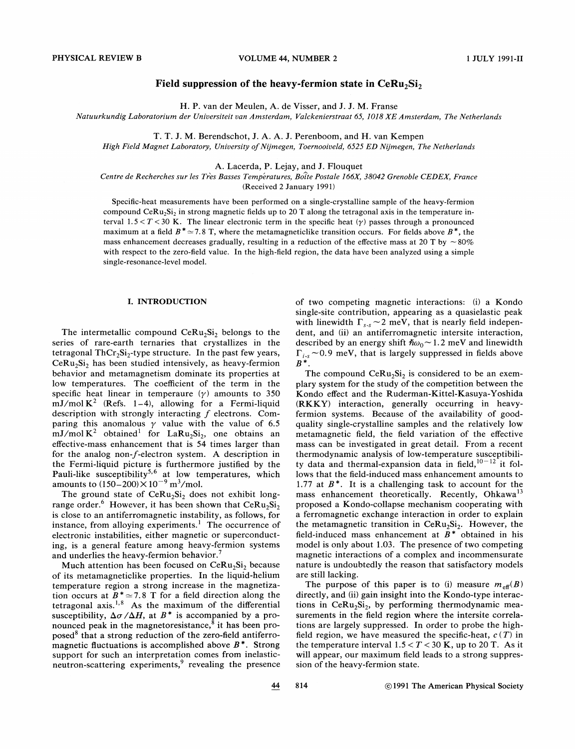# Field suppression of the heavy-fermion state in $CeRu_2Si_2$

H. P. van der Meulen, A. de Visser, and J. J. M. Franse

*Natuurkundig Laboratorium der Universiteit van Amsterdam, Valckenierstraat 65, 1018 XE Amsterdam, The Netherlands*

T. T. J. M. Berendschot, J. A. A. J. Perenboom, and H. van Kempen

*High Field Magnet Laboratory, University of Nijmegen, Toernooiveld, 6525 ED Nijmegen, The Netherlands*

A. Lacerda, P. Lejay, and J. Flouquet

*Centre de Recherches sur les Très Basses Températures, Boîte Postale 166X, 38042 Grenoble CEDEX, France*

(Received 2 January 1991)

Specific-heat measurements have been performed on a single-crystalline sample of the heavy-fermion compound $CeRu_2Si_2$ in strong magnetic fields up to 20 T along the tetragonal axis in the temperature interval $1.5 < T < 30$ K. The linear electronic term in the specific heat ($\gamma$) passes through a pronounced maximum at a field $B^* \simeq 7.8$ T, where the metamagneticlike transition occurs. For fields above $B^*$, the mass enhancement decreases gradually, resulting in a reduction of the effective mass at 20 T by $\sim 80\%$ with respect to the zero-field value. In the high-field region, the data have been analyzed using a simple single-resonance-level model.

## I. INTRODUCTION

The intermetallic compound $CeRu_2Si_2$ belongs to the series of rare-earth ternaries that crystallizes in the tetragonal $ThCr_2Si_2$-type structure. In the past few years, $CeRu_2Si_2$ has been studied intensively, as heavy-fermion behavior and metamagnetism dominate its properties at low temperatures. The coefficient of the term in the specific heat linear in temperaure ($\gamma$) amounts to 350 mJ/mol $K^2$ (Refs. 1–4), allowing for a Fermi-liquid description with strongly interacting $f$ electrons. Comparing this anomalous $\gamma$ value with the value of 6.5 mJ/mol $K^2$ obtained[1] for $LaRu_2Si_2$, one obtains an effective-mass enhancement that is 54 times larger than for the analog non-$f$-electron system. A description in the Fermi-liquid picture is furthermore justified by the Pauli-like susceptibility[5,6] at low temperatures, which amounts to $(150–200)\times 10^{-9}$ $m^3$/mol.

The ground state of $CeRu_2Si_2$ does not exhibit long-range order.[6] However, it has been shown that $CeRu_2Si_2$ is close to an antiferromagnetic instability, as follows, for instance, from alloying experiments.[1] The occurrence of electronic instabilities, either magnetic or superconducting, is a general feature among heavy-fermion systems and underlies the heavy-fermion behavior.[7]

Much attention has been focused on $CeRu_2Si_2$ because of its metamagneticlike properties. In the liquid-helium temperature region a strong increase in the magnetization occurs at $B^* \simeq 7.8$ T for a field direction along the tetragonal axis.[1,8] As the maximum of the differential susceptibility, $\Delta\sigma/\Delta H$, at $B^*$ is accompanied by a pronounced peak in the magnetoresistance,[8] it has been proposed[8] that a strong reduction of the zero-field antiferromagnetic fluctuations is accomplished above $B^*$. Strong support for such an interpretation comes from inelastic-neutron-scattering experiments,[9] revealing the presence of two competing magnetic interactions: (i) a Kondo single-site contribution, appearing as a quasielastic peak with linewidth $\Gamma_{s\text{-}s} \sim 2$ meV, that is nearly field independent, and (ii) an antiferromagnetic intersite interaction, described by an energy shift $\hbar\omega_0 \sim 1.2$ meV and linewidth $\Gamma_{i\text{-}s} \sim 0.9$ meV, that is largely suppressed in fields above $B^*$.

The compound $CeRu_2Si_2$ is considered to be an exemplary system for the study of the competition between the Kondo effect and the Ruderman-Kittel-Kasuya-Yoshida (RKKY) interaction, generally occurring in heavy-fermion systems. Because of the availability of good-quality single-crystalline samples and the relatively low metamagnetic field, the field variation of the effective mass can be investigated in great detail. From a recent thermodynamic analysis of low-temperature susceptibility data and thermal-expansion data in field,[10–12] it follows that the field-induced mass enhancement amounts to 1.77 at $B^*$. It is a challenging task to account for the mass enhancement theoretically. Recently, Ohkawa[13] proposed a Kondo-collapse mechanism cooperating with a ferromagnetic exchange interaction in order to explain the metamagnetic transition in $CeRu_2Si_2$. However, the field-induced mass enhancement at $B^*$ obtained in his model is only about 1.03. The presence of two competing magnetic interactions of a complex and incommensurate nature is undoubtedly the reason that satisfactory models are still lacking.

The purpose of this paper is to (i) measure $m_{\text{eff}}(B)$ directly, and (ii) gain insight into the Kondo-type interactions in $CeRu_2Si_2$, by performing thermodynamic measurements in the field region where the intersite correlations are largely suppressed. In order to probe the high-field region, we have measured the specific-heat, $c(T)$ in the temperature interval $1.5 < T < 30$ K, up to 20 T. As it will appear, our maximum field leads to a strong suppression of the heavy-fermion state.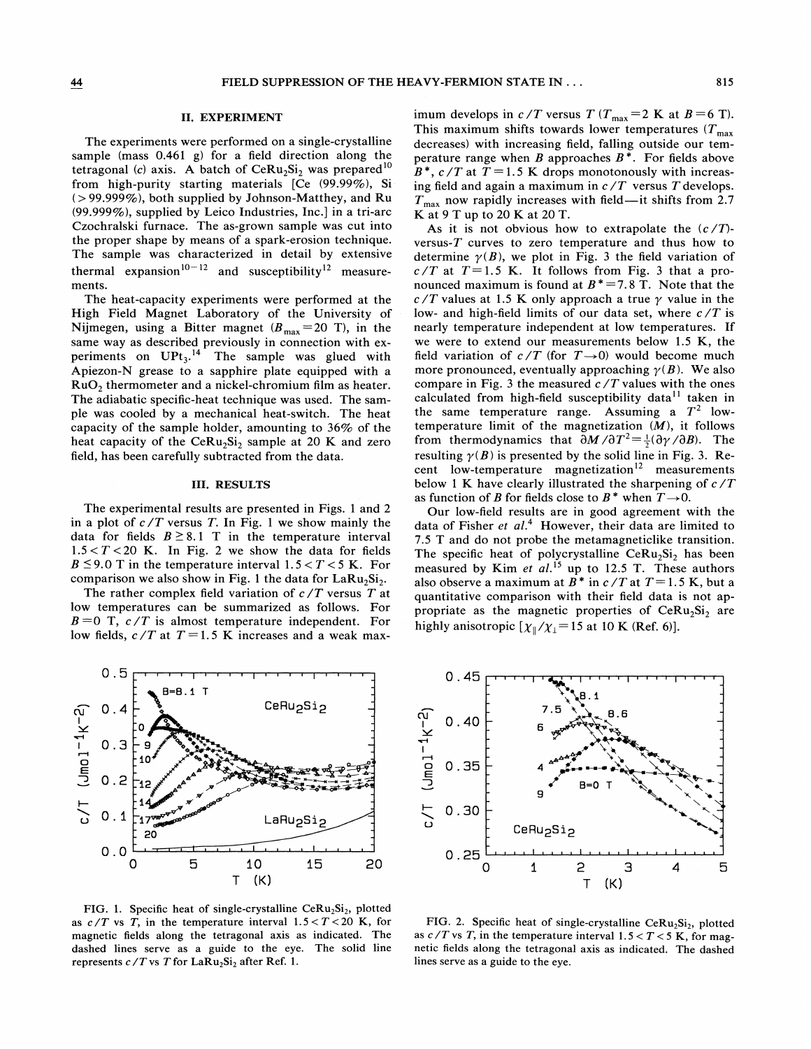## II. EXPERIMENT

The experiments were performed on a single-crystalline sample (mass 0.461 g) for a field direction along the tetragonal (c) axis. A batch of $CeRu_2Si_2$ was prepared[10] from high-purity starting materials [Ce (99.99%), Si (>99.999%), both supplied by Johnson-Matthey, and Ru (99.999%), supplied by Leico Industries, Inc.] in a tri-arc Czochralski furnace. The as-grown sample was cut into the proper shape by means of a spark-erosion technique. The sample was characterized in detail by extensive thermal expansion[10-12] and susceptibility[12] measurements.

The heat-capacity experiments were performed at the High Field Magnet Laboratory of the University of Nijmegen, using a Bitter magnet ($B_{max}=20$ T), in the same way as described previously in connection with experiments on $UPt_3$.[14] The sample was glued with Apiezon-N grease to a sapphire plate equipped with a $RuO_2$ thermometer and a nickel-chromium film as heater. The adiabatic specific-heat technique was used. The sample was cooled by a mechanical heat-switch. The heat capacity of the sample holder, amounting to 36% of the heat capacity of the $CeRu_2Si_2$ sample at 20 K and zero field, has been carefully subtracted from the data.

## III. RESULTS

The experimental results are presented in Figs. 1 and 2 in a plot of $c/T$ versus $T$. In Fig. 1 we show mainly the data for fields $B \geq 8.1$ T in the temperature interval $1.5<T<20$ K. In Fig. 2 we show the data for fields $B \leq 9.0$ T in the temperature interval $1.5<T<5$ K. For comparison we also show in Fig. 1 the data for $LaRu_2Si_2$.

The rather complex field variation of $c/T$ versus $T$ at low temperatures can be summarized as follows. For $B=0$ T, $c/T$ is almost temperature independent. For low fields, $c/T$ at $T=1.5$ K increases and a weak maximum develops in $c/T$ versus $T$ ($T_{max}=2$ K at $B=6$ T). This maximum shifts towards lower temperatures ($T_{max}$ decreases) with increasing field, falling outside our temperature range when $B$ approaches $B^*$. For fields above $B^*$, $c/T$ at $T=1.5$ K drops monotonously with increasing field and again a maximum in $c/T$ versus $T$ develops. $T_{max}$ now rapidly increases with field—it shifts from 2.7 K at 9 T up to 20 K at 20 T.

As it is not obvious how to extrapolate the ($c/T$)-versus-$T$ curves to zero temperature and thus how to determine $\gamma(B)$, we plot in Fig. 3 the field variation of $c/T$ at $T=1.5$ K. It follows from Fig. 3 that a pronounced maximum is found at $B^*=7.8$ T. Note that the $c/T$ values at 1.5 K only approach a true $\gamma$ value in the low- and high-field limits of our data set, where $c/T$ is nearly temperature independent at low temperatures. If we were to extend our measurements below 1.5 K, the field variation of $c/T$ (for $T \rightarrow 0$) would become much more pronounced, eventually approaching $\gamma(B)$. We also compare in Fig. 3 the measured $c/T$ values with the ones calculated from high-field susceptibility data[11] taken in the same temperature range. Assuming a $T^2$ low-temperature limit of the magnetization ($M$), it follows from thermodynamics that $\partial M/\partial T^2=\frac{1}{2}(\partial\gamma/\partial B)$. The resulting $\gamma(B)$ is presented by the solid line in Fig. 3. Recent low-temperature magnetization[12] measurements below 1 K have clearly illustrated the sharpening of $c/T$ as function of $B$ for fields close to $B^*$ when $T \rightarrow 0$.

Our low-field results are in good agreement with the data of Fisher *et al.*[4] However, their data are limited to 7.5 T and do not probe the metamagneticlike transition. The specific heat of polycrystalline $CeRu_2Si_2$ has been measured by Kim *et al.*[15] up to 12.5 T. These authors also observe a maximum at $B^*$ in $c/T$ at $T=1.5$ K, but a quantitative comparison with their field data is not appropriate as the magnetic properties of $CeRu_2Si_2$ are highly anisotropic [$\chi_\parallel/\chi_\perp=15$ at 10 K (Ref. 6)].

FIG. 1. Specific heat of single-crystalline $CeRu_2Si_2$, plotted as $c/T$ vs $T$, in the temperature interval $1.5<T<20$ K, for magnetic fields along the tetragonal axis as indicated. The dashed lines serve as a guide to the eye. The solid line represents $c/T$ vs $T$ for $LaRu_2Si_2$ after Ref. 1.

FIG. 2. Specific heat of single-crystalline $CeRu_2Si_2$, plotted as $c/T$ vs $T$, in the temperature interval $1.5<T<5$ K, for magnetic fields along the tetragonal axis as indicated. The dashed lines serve as a guide to the eye.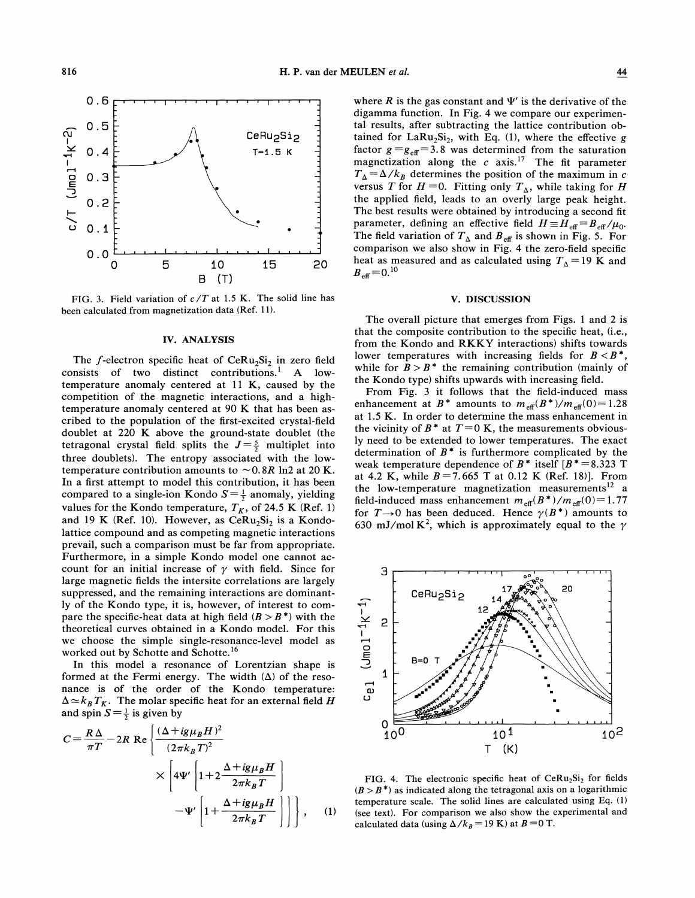FIG. 3. Field variation of $c/T$ at 1.5 K. The solid line has been calculated from magnetization data (Ref. 11).

## IV. ANALYSIS

The $f$-electron specific heat of $CeRu_2Si_2$ in zero field consists of two distinct contributions.[1] A low-temperature anomaly centered at 11 K, caused by the competition of the magnetic interactions, and a high-temperature anomaly centered at 90 K that has been ascribed to the population of the first-excited crystal-field doublet at 220 K above the ground-state doublet (the tetragonal crystal field splits the $J=\frac{5}{2}$ multiplet into three doublets). The entropy associated with the low-temperature contribution amounts to $\sim 0.8R\ln 2$ at 20 K. In a first attempt to model this contribution, it has been compared to a single-ion Kondo $S=\frac{1}{2}$ anomaly, yielding values for the Kondo temperature, $T_K$, of 24.5 K (Ref. 1) and 19 K (Ref. 10). However, as $CeRu_2Si_2$ is a Kondo-lattice compound and as competing magnetic interactions prevail, such a comparison must be far from appropriate. Furthermore, in a simple Kondo model one cannot account for an initial increase of $\gamma$ with field. Since for large magnetic fields the intersite correlations are largely suppressed, and the remaining interactions are dominantly of the Kondo type, it is, however, of interest to compare the specific-heat data at high field ($B>B^*$) with the theoretical curves obtained in a Kondo model. For this we choose the simple single-resonance-level model as worked out by Schotte and Schotte.[16]

In this model a resonance of Lorentzian shape is formed at the Fermi energy. The width ($\Delta$) of the resonance is of the order of the Kondo temperature: $\Delta \simeq k_B T_K$. The molar specific heat for an external field $H$ and spin $S=\frac{1}{2}$ is given by

$$C=\frac{R\Delta}{\pi T}-2R\,\mathrm{Re}\left\{\frac{(\Delta+ig\mu_B H)^2}{(2\pi k_B T)^2}\times\left[4\Psi'\left[1+2\frac{\Delta+ig\mu_B H}{2\pi k_B T}\right]-\Psi'\left[1+\frac{\Delta+ig\mu_B H}{2\pi k_B T}\right]\right]\right\}, \quad (1)$$

where $R$ is the gas constant and $\Psi'$ is the derivative of the digamma function. In Fig. 4 we compare our experimental results, after subtracting the lattice contribution obtained for $LaRu_2Si_2$, with Eq. (1), where the effective $g$ factor $g=g_{\mathrm{eff}}=3.8$ was determined from the saturation magnetization along the $c$ axis.[17] The fit parameter $T_\Delta=\Delta/k_B$ determines the position of the maximum in $c$ versus $T$ for $H=0$. Fitting only $T_\Delta$, while taking for $H$ the applied field, leads to an overly large peak height. The best results were obtained by introducing a second fit parameter, defining an effective field $H\equiv H_{\mathrm{eff}}=B_{\mathrm{eff}}/\mu_0$. The field variation of $T_\Delta$ and $B_{\mathrm{eff}}$ is shown in Fig. 5. For comparison we also show in Fig. 4 the zero-field specific heat as measured and as calculated using $T_\Delta=19$ K and $B_{\mathrm{eff}}=0$.[10]

## V. DISCUSSION

The overall picture that emerges from Figs. 1 and 2 is that the composite contribution to the specific heat, (i.e., from the Kondo and RKKY interactions) shifts towards lower temperatures with increasing fields for $B<B^*$, while for $B>B^*$ the remaining contribution (mainly of the Kondo type) shifts upwards with increasing field.

From Fig. 3 it follows that the field-induced mass enhancement at $B^*$ amounts to $m_{\mathrm{eff}}(B^*)/m_{\mathrm{eff}}(0)=1.28$ at 1.5 K. In order to determine the mass enhancement in the vicinity of $B^*$ at $T=0$ K, the measurements obviously need to be extended to lower temperatures. The exact determination of $B^*$ is furthermore complicated by the weak temperature dependence of $B^*$ itself [$B^*=8.323$ T at 4.2 K, while $B=7.665$ T at 0.12 K (Ref. 18)]. From the low-temperature magnetization measurements[12] a field-induced mass enhancement $m_{\mathrm{eff}}(B^*)/m_{\mathrm{eff}}(0)=1.77$ for $T\rightarrow 0$ has been deduced. Hence $\gamma(B^*)$ amounts to 630 mJ/mol K$^2$, which is approximately equal to the $\gamma$

FIG. 4. The electronic specific heat of $CeRu_2Si_2$ for fields ($B>B^*$) as indicated along the tetragonal axis on a logarithmic temperature scale. The solid lines are calculated using Eq. (1) (see text). For comparison we also show the experimental and calculated data (using $\Delta/k_B=19$ K) at $B=0$ T.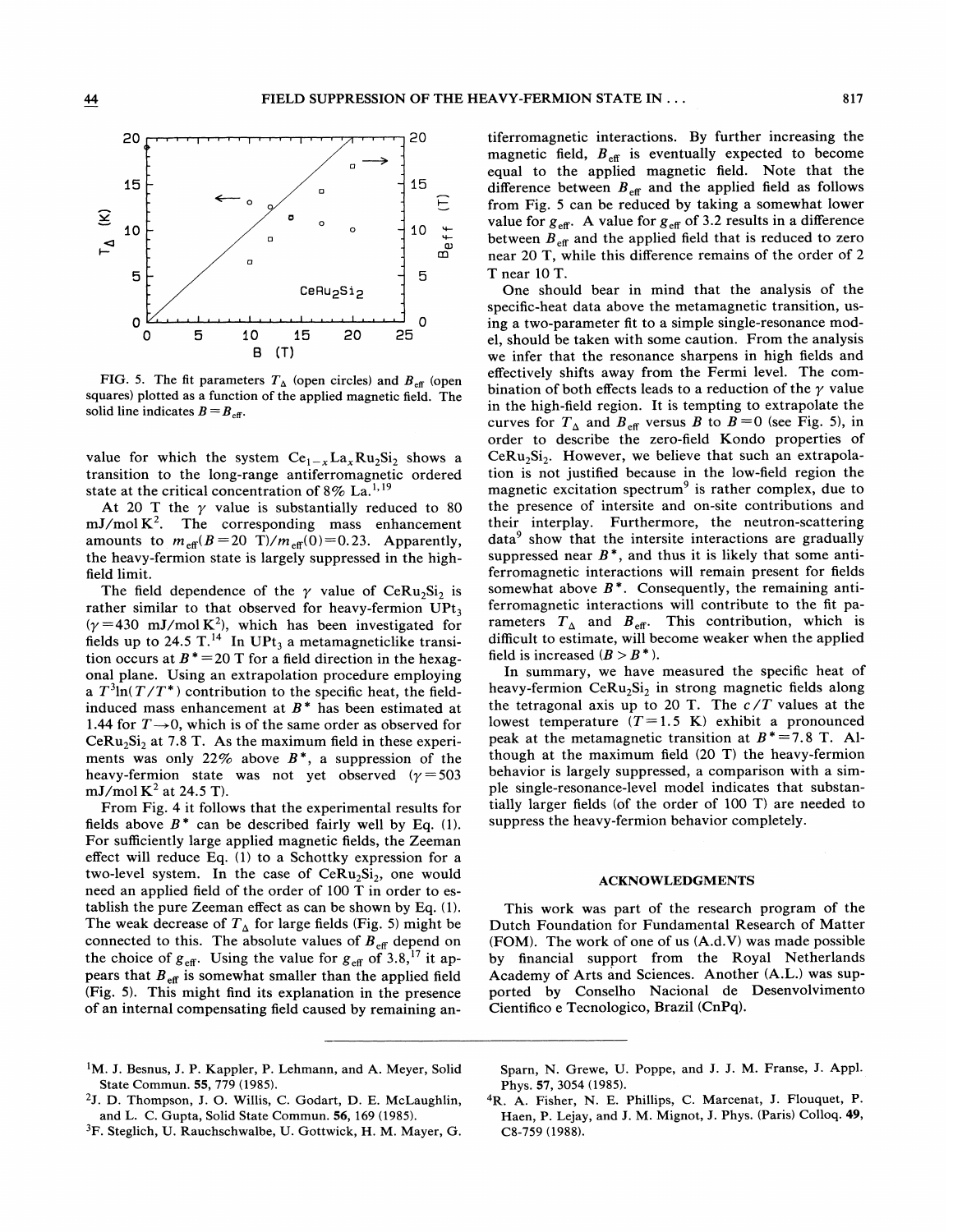FIG. 5. The fit parameters $T_\Delta$ (open circles) and $B_{\rm eff}$ (open squares) plotted as a function of the applied magnetic field. The solid line indicates $B = B_{\rm eff}$.

value for which the system $Ce_{1-x}La_xRu_2Si_2$ shows a transition to the long-range antiferromagnetic ordered state at the critical concentration of 8% La.[1,19]

At 20 T the $\gamma$ value is substantially reduced to 80 mJ/mol K$^2$. The corresponding mass enhancement amounts to $m_{\rm eff}(B=20\ {\rm T})/m_{\rm eff}(0)=0.23$. Apparently, the heavy-fermion state is largely suppressed in the high-field limit.

The field dependence of the $\gamma$ value of $CeRu_2Si_2$ is rather similar to that observed for heavy-fermion $UPt_3$ ($\gamma=430$ mJ/mol K$^2$), which has been investigated for fields up to 24.5 T.[14] In $UPt_3$ a metamagneticlike transition occurs at $B^*=20$ T for a field direction in the hexagonal plane. Using an extrapolation procedure employing a $T^3\ln(T/T^*)$ contribution to the specific heat, the field-induced mass enhancement at $B^*$ has been estimated at 1.44 for $T\to 0$, which is of the same order as observed for $CeRu_2Si_2$ at 7.8 T. As the maximum field in these experiments was only 22% above $B^*$, a suppression of the heavy-fermion state was not yet observed ($\gamma=503$ mJ/mol K$^2$ at 24.5 T).

From Fig. 4 it follows that the experimental results for fields above $B^*$ can be described fairly well by Eq. (1). For sufficiently large applied magnetic fields, the Zeeman effect will reduce Eq. (1) to a Schottky expression for a two-level system. In the case of $CeRu_2Si_2$, one would need an applied field of the order of 100 T in order to establish the pure Zeeman effect as can be shown by Eq. (1). The weak decrease of $T_\Delta$ for large fields (Fig. 5) might be connected to this. The absolute values of $B_{\rm eff}$ depend on the choice of $g_{\rm eff}$. Using the value for $g_{\rm eff}$ of 3.8,[17] it appears that $B_{\rm eff}$ is somewhat smaller than the applied field (Fig. 5). This might find its explanation in the presence of an internal compensating field caused by remaining antiferromagnetic interactions. By further increasing the magnetic field, $B_{\rm eff}$ is eventually expected to become equal to the applied magnetic field. Note that the difference between $B_{\rm eff}$ and the applied field as follows from Fig. 5 can be reduced by taking a somewhat lower value for $g_{\rm eff}$. A value for $g_{\rm eff}$ of 3.2 results in a difference between $B_{\rm eff}$ and the applied field that is reduced to zero near 20 T, while this difference remains of the order of 2 T near 10 T.

One should bear in mind that the analysis of the specific-heat data above the metamagnetic transition, using a two-parameter fit to a simple single-resonance model, should be taken with some caution. From the analysis we infer that the resonance sharpens in high fields and effectively shifts away from the Fermi level. The combination of both effects leads to a reduction of the $\gamma$ value in the high-field region. It is tempting to extrapolate the curves for $T_\Delta$ and $B_{\rm eff}$ versus $B$ to $B=0$ (see Fig. 5), in order to describe the zero-field Kondo properties of $CeRu_2Si_2$. However, we believe that such an extrapolation is not justified because in the low-field region the magnetic excitation spectrum[9] is rather complex, due to the presence of intersite and on-site contributions and their interplay. Furthermore, the neutron-scattering data[9] show that the intersite interactions are gradually suppressed near $B^*$, and thus it is likely that some antiferromagnetic interactions will remain present for fields somewhat above $B^*$. Consequently, the remaining antiferromagnetic interactions will contribute to the fit parameters $T_\Delta$ and $B_{\rm eff}$. This contribution, which is difficult to estimate, will become weaker when the applied field is increased ($B > B^*$).

In summary, we have measured the specific heat of heavy-fermion $CeRu_2Si_2$ in strong magnetic fields along the tetragonal axis up to 20 T. The $c/T$ values at the lowest temperature ($T=1.5$ K) exhibit a pronounced peak at the metamagnetic transition at $B^*=7.8$ T. Although at the maximum field (20 T) the heavy-fermion behavior is largely suppressed, a comparison with a simple single-resonance-level model indicates that substantially larger fields (of the order of 100 T) are needed to suppress the heavy-fermion behavior completely.

## ACKNOWLEDGMENTS

This work was part of the research program of the Dutch Foundation for Fundamental Research of Matter (FOM). The work of one of us (A.d.V) was made possible by financial support from the Royal Netherlands Academy of Arts and Sciences. Another (A.L.) was supported by Conselho Nacional de Desenvolvimento Cientifico e Tecnologico, Brazil (CnPq).

---

[1] M. J. Besnus, J. P. Kappler, P. Lehmann, and A. Meyer, Solid State Commun. **55**, 779 (1985).

[2] J. D. Thompson, J. O. Willis, C. Godart, D. E. McLaughlin, and L. C. Gupta, Solid State Commun. **56**, 169 (1985).

[3] F. Steglich, U. Rauchschwalbe, U. Gottwick, H. M. Mayer, G. Sparn, N. Grewe, U. Poppe, and J. J. M. Franse, J. Appl. Phys. **57**, 3054 (1985).

[4] R. A. Fisher, N. E. Phillips, C. Marcenat, J. Flouquet, P. Haen, P. Lejay, and J. M. Mignot, J. Phys. (Paris) Colloq. **49**, C8-759 (1988).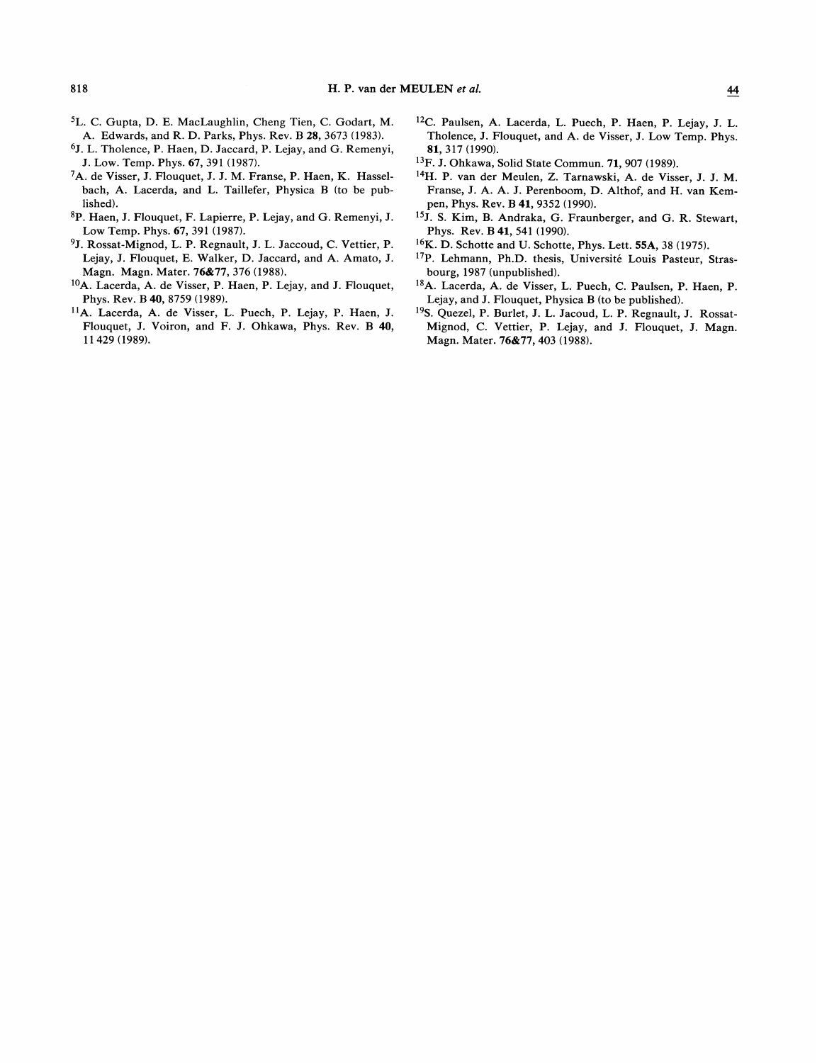[5]L. C. Gupta, D. E. MacLaughlin, Cheng Tien, C. Godart, M. A. Edwards, and R. D. Parks, Phys. Rev. B **28**, 3673 (1983).

[6]J. L. Tholence, P. Haen, D. Jaccard, P. Lejay, and G. Remenyi, J. Low. Temp. Phys. **67**, 391 (1987).

[7]A. de Visser, J. Flouquet, J. J. M. Franse, P. Haen, K. Hasselbach, A. Lacerda, and L. Taillefer, Physica B (to be published).

[8]P. Haen, J. Flouquet, F. Lapierre, P. Lejay, and G. Remenyi, J. Low Temp. Phys. **67**, 391 (1987).

[9]J. Rossat-Mignod, L. P. Regnault, J. L. Jaccoud, C. Vettier, P. Lejay, J. Flouquet, E. Walker, D. Jaccard, and A. Amato, J. Magn. Magn. Mater. **76&77**, 376 (1988).

[10]A. Lacerda, A. de Visser, P. Haen, P. Lejay, and J. Flouquet, Phys. Rev. B **40**, 8759 (1989).

[11]A. Lacerda, A. de Visser, L. Puech, P. Lejay, P. Haen, J. Flouquet, J. Voiron, and F. J. Ohkawa, Phys. Rev. B **40**, 11 429 (1989).

[12]C. Paulsen, A. Lacerda, L. Puech, P. Haen, P. Lejay, J. L. Tholence, J. Flouquet, and A. de Visser, J. Low Temp. Phys. **81**, 317 (1990).

[13]F. J. Ohkawa, Solid State Commun. **71**, 907 (1989).

[14]H. P. van der Meulen, Z. Tarnawski, A. de Visser, J. J. M. Franse, J. A. A. J. Perenboom, D. Althof, and H. van Kempen, Phys. Rev. B **41**, 9352 (1990).

[15]J. S. Kim, B. Andraka, G. Fraunberger, and G. R. Stewart, Phys. Rev. B **41**, 541 (1990).

[16]K. D. Schotte and U. Schotte, Phys. Lett. **55A**, 38 (1975).

[17]P. Lehmann, Ph.D. thesis, Université Louis Pasteur, Strasbourg, 1987 (unpublished).

[18]A. Lacerda, A. de Visser, L. Puech, C. Paulsen, P. Haen, P. Lejay, and J. Flouquet, Physica B (to be published).

[19]S. Quezel, P. Burlet, J. L. Jacoud, L. P. Regnault, J. Rossat-Mignod, C. Vettier, P. Lejay, and J. Flouquet, J. Magn. Magn. Mater. **76&77**, 403 (1988).